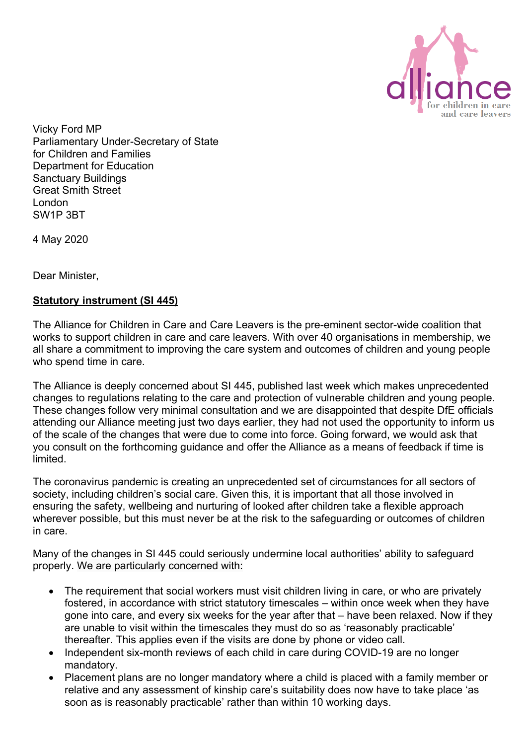Vicky Ford MP
Parliamentary Under-Secretary of State
for Children and Families
Department for Education
Sanctuary Buildings
Great Smith Street
London
SW1P 3BT

4 May 2020

Dear Minister,

**Statutory instrument (SI 445)**

The Alliance for Children in Care and Care Leavers is the pre-eminent sector-wide coalition that works to support children in care and care leavers. With over 40 organisations in membership, we all share a commitment to improving the care system and outcomes of children and young people who spend time in care.

The Alliance is deeply concerned about SI 445, published last week which makes unprecedented changes to regulations relating to the care and protection of vulnerable children and young people. These changes follow very minimal consultation and we are disappointed that despite DfE officials attending our Alliance meeting just two days earlier, they had not used the opportunity to inform us of the scale of the changes that were due to come into force. Going forward, we would ask that you consult on the forthcoming guidance and offer the Alliance as a means of feedback if time is limited.

The coronavirus pandemic is creating an unprecedented set of circumstances for all sectors of society, including children's social care. Given this, it is important that all those involved in ensuring the safety, wellbeing and nurturing of looked after children take a flexible approach wherever possible, but this must never be at the risk to the safeguarding or outcomes of children in care.

Many of the changes in SI 445 could seriously undermine local authorities' ability to safeguard properly. We are particularly concerned with:

- The requirement that social workers must visit children living in care, or who are privately fostered, in accordance with strict statutory timescales – within once week when they have gone into care, and every six weeks for the year after that – have been relaxed. Now if they are unable to visit within the timescales they must do so as 'reasonably practicable' thereafter. This applies even if the visits are done by phone or video call.
- Independent six-month reviews of each child in care during COVID-19 are no longer mandatory.
- Placement plans are no longer mandatory where a child is placed with a family member or relative and any assessment of kinship care's suitability does now have to take place 'as soon as is reasonably practicable' rather than within 10 working days.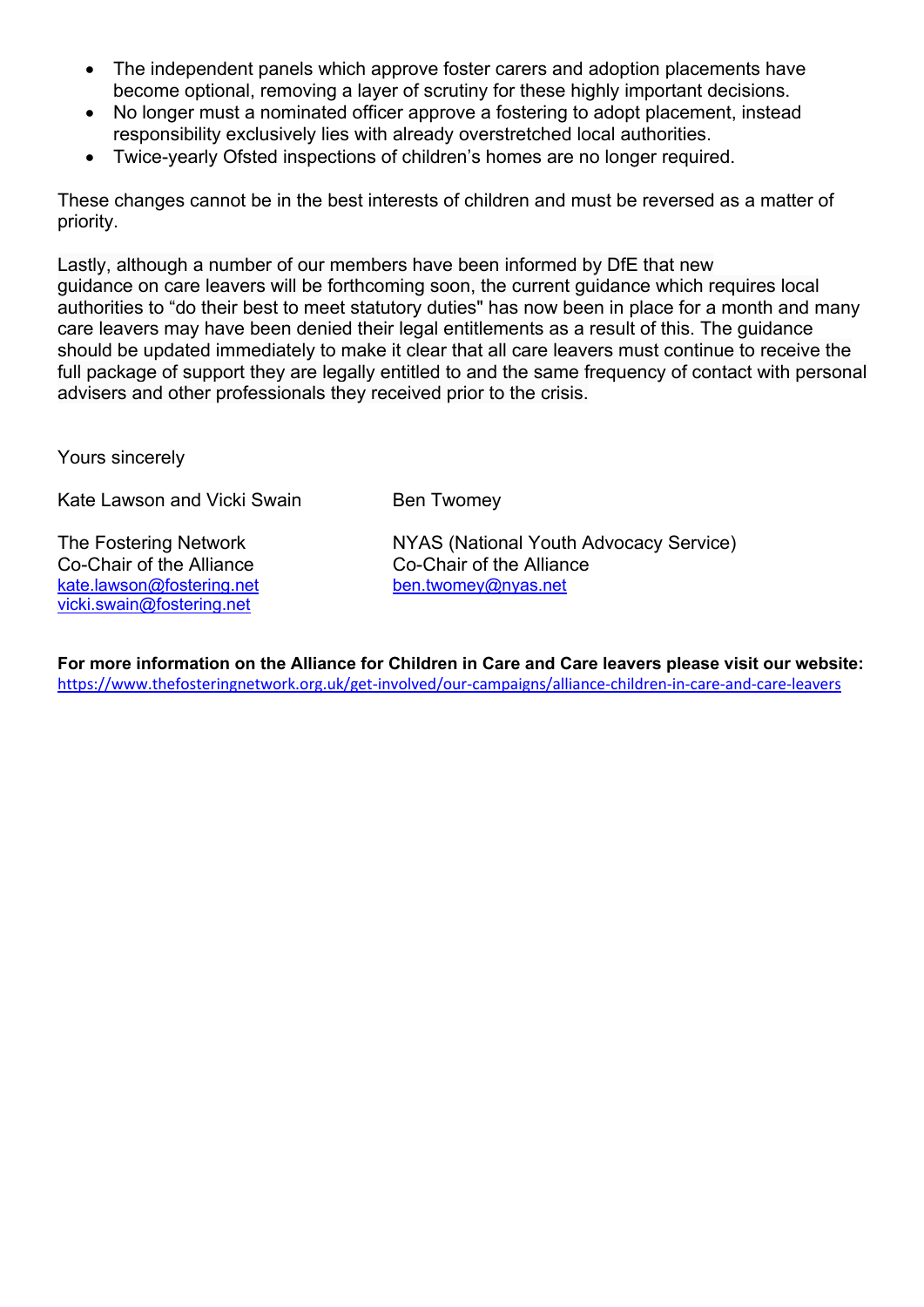- The independent panels which approve foster carers and adoption placements have become optional, removing a layer of scrutiny for these highly important decisions.
- No longer must a nominated officer approve a fostering to adopt placement, instead responsibility exclusively lies with already overstretched local authorities.
- Twice-yearly Ofsted inspections of children's homes are no longer required.

These changes cannot be in the best interests of children and must be reversed as a matter of priority.

Lastly, although a number of our members have been informed by DfE that new guidance on care leavers will be forthcoming soon, the current guidance which requires local authorities to "do their best to meet statutory duties" has now been in place for a month and many care leavers may have been denied their legal entitlements as a result of this. The guidance should be updated immediately to make it clear that all care leavers must continue to receive the full package of support they are legally entitled to and the same frequency of contact with personal advisers and other professionals they received prior to the crisis.

Yours sincerely

Kate Lawson and Vicki Swain

The Fostering Network
Co-Chair of the Alliance
kate.lawson@fostering.net
vicki.swain@fostering.net

Ben Twomey

NYAS (National Youth Advocacy Service)
Co-Chair of the Alliance
ben.twomey@nyas.net

**For more information on the Alliance for Children in Care and Care leavers please visit our website:**
https://www.thefosteringnetwork.org.uk/get-involved/our-campaigns/alliance-children-in-care-and-care-leavers